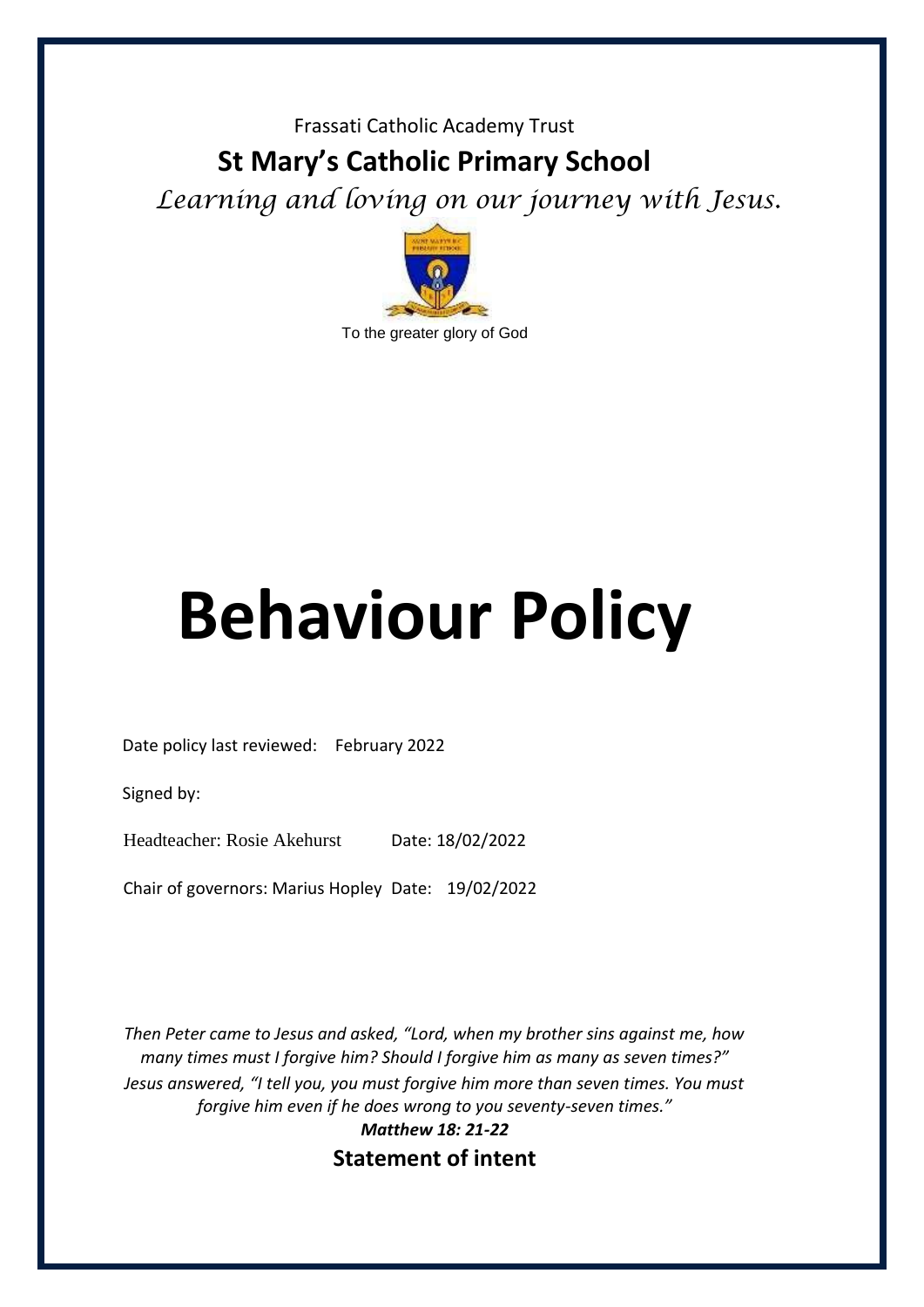Frassati Catholic Academy Trust

## St Mary's Catholic Primary School

*Learning and loving on our journey with Jesus.*

To the greater glory of God

# Behaviour Policy

Date policy last reviewed: February 2022

Signed by:

Headteacher: Rosie Akehurst Date: 18/02/2022

Chair of governors: Marius Hopley Date: 19/02/2022

*Then Peter came to Jesus and asked, "Lord, when my brother sins against me, how many times must I forgive him? Should I forgive him as many as seven times?" Jesus answered, "I tell you, you must forgive him more than seven times. You must forgive him even if he does wrong to you seventy-seven times."*

***Matthew 18: 21-22***

## Statement of intent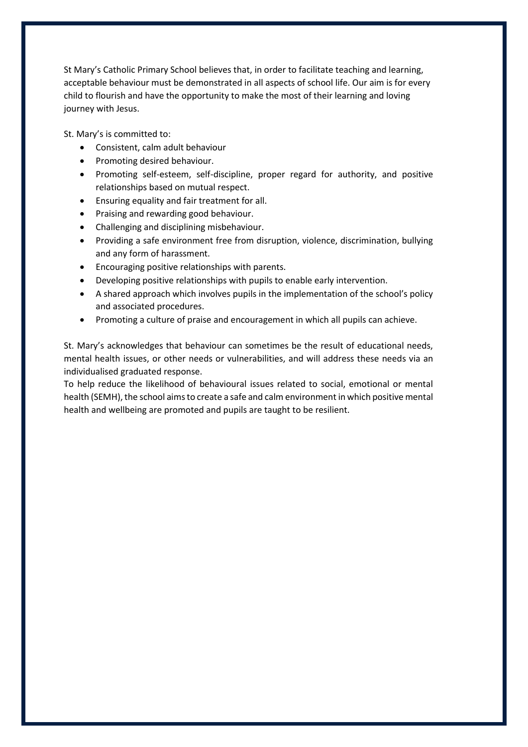St Mary's Catholic Primary School believes that, in order to facilitate teaching and learning, acceptable behaviour must be demonstrated in all aspects of school life. Our aim is for every child to flourish and have the opportunity to make the most of their learning and loving journey with Jesus.

St. Mary's is committed to:

- Consistent, calm adult behaviour
- Promoting desired behaviour.
- Promoting self-esteem, self-discipline, proper regard for authority, and positive relationships based on mutual respect.
- Ensuring equality and fair treatment for all.
- Praising and rewarding good behaviour.
- Challenging and disciplining misbehaviour.
- Providing a safe environment free from disruption, violence, discrimination, bullying and any form of harassment.
- Encouraging positive relationships with parents.
- Developing positive relationships with pupils to enable early intervention.
- A shared approach which involves pupils in the implementation of the school's policy and associated procedures.
- Promoting a culture of praise and encouragement in which all pupils can achieve.

St. Mary's acknowledges that behaviour can sometimes be the result of educational needs, mental health issues, or other needs or vulnerabilities, and will address these needs via an individualised graduated response.

To help reduce the likelihood of behavioural issues related to social, emotional or mental health (SEMH), the school aims to create a safe and calm environment in which positive mental health and wellbeing are promoted and pupils are taught to be resilient.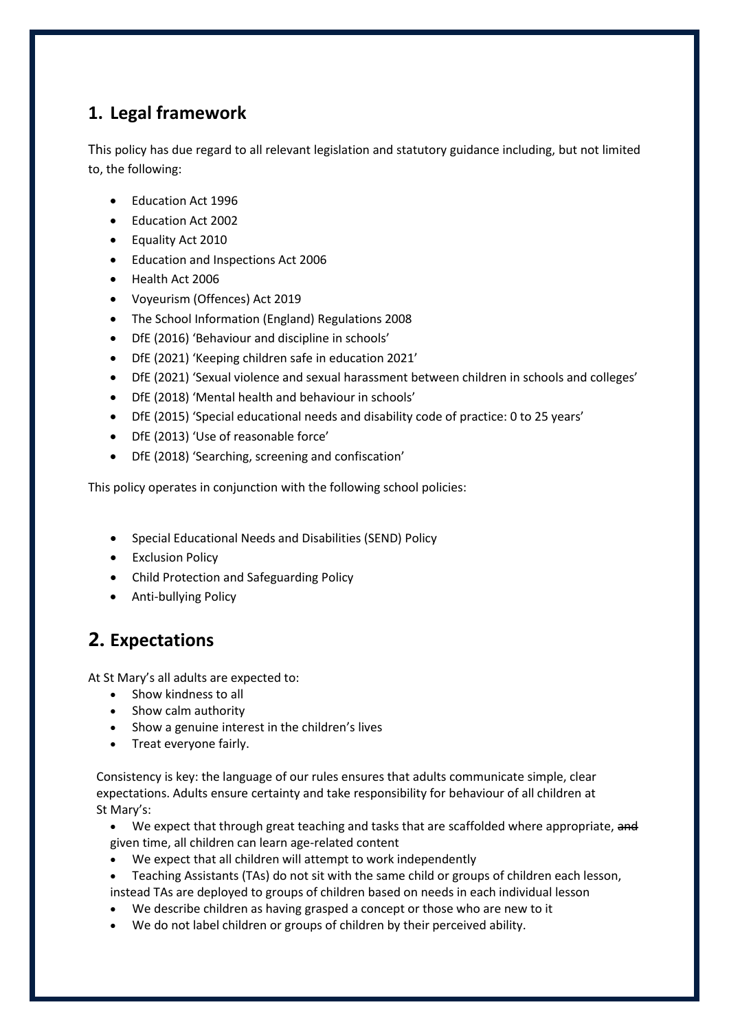## 1. Legal framework

This policy has due regard to all relevant legislation and statutory guidance including, but not limited to, the following:

- Education Act 1996
- Education Act 2002
- Equality Act 2010
- Education and Inspections Act 2006
- Health Act 2006
- Voyeurism (Offences) Act 2019
- The School Information (England) Regulations 2008
- DfE (2016) 'Behaviour and discipline in schools'
- DfE (2021) 'Keeping children safe in education 2021'
- DfE (2021) 'Sexual violence and sexual harassment between children in schools and colleges'
- DfE (2018) 'Mental health and behaviour in schools'
- DfE (2015) 'Special educational needs and disability code of practice: 0 to 25 years'
- DfE (2013) 'Use of reasonable force'
- DfE (2018) 'Searching, screening and confiscation'

This policy operates in conjunction with the following school policies:

- Special Educational Needs and Disabilities (SEND) Policy
- Exclusion Policy
- Child Protection and Safeguarding Policy
- Anti-bullying Policy

## 2. Expectations

At St Mary's all adults are expected to:

- Show kindness to all
- Show calm authority
- Show a genuine interest in the children's lives
- Treat everyone fairly.

Consistency is key: the language of our rules ensures that adults communicate simple, clear expectations. Adults ensure certainty and take responsibility for behaviour of all children at St Mary's:

- We expect that through great teaching and tasks that are scaffolded where appropriate, ~~and~~ given time, all children can learn age-related content
- We expect that all children will attempt to work independently
- Teaching Assistants (TAs) do not sit with the same child or groups of children each lesson, instead TAs are deployed to groups of children based on needs in each individual lesson
- We describe children as having grasped a concept or those who are new to it
- We do not label children or groups of children by their perceived ability.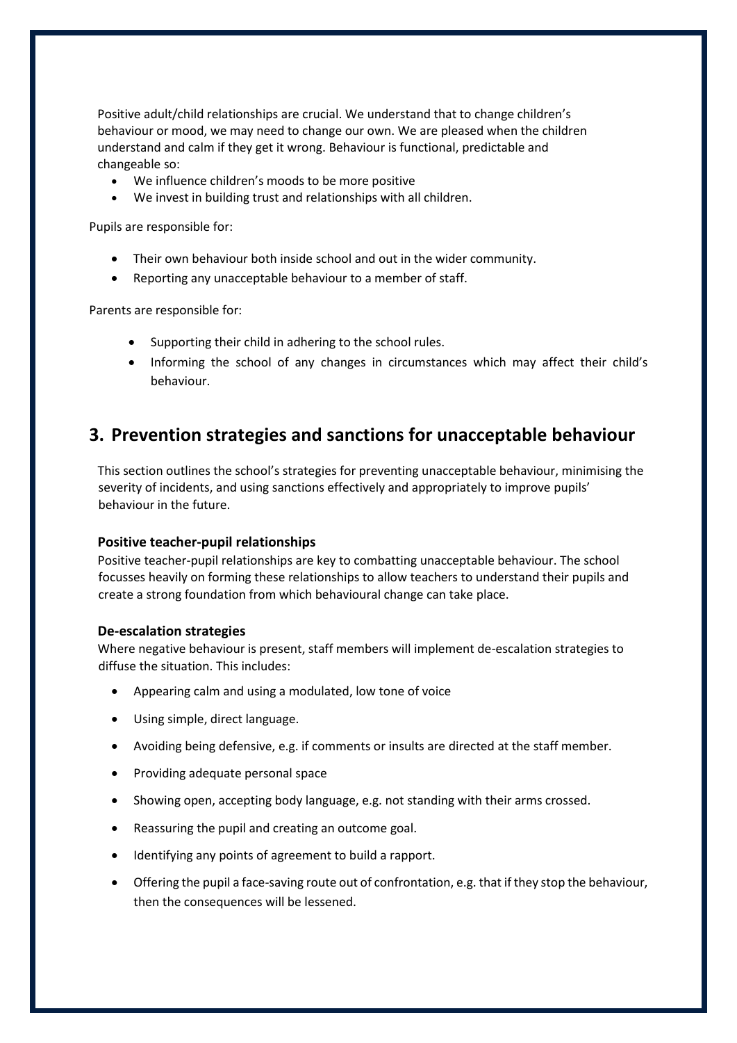Positive adult/child relationships are crucial. We understand that to change children's behaviour or mood, we may need to change our own. We are pleased when the children understand and calm if they get it wrong. Behaviour is functional, predictable and changeable so:

- We influence children's moods to be more positive
- We invest in building trust and relationships with all children.

Pupils are responsible for:

- Their own behaviour both inside school and out in the wider community.
- Reporting any unacceptable behaviour to a member of staff.

Parents are responsible for:

- Supporting their child in adhering to the school rules.
- Informing the school of any changes in circumstances which may affect their child's behaviour.

## 3. Prevention strategies and sanctions for unacceptable behaviour

This section outlines the school's strategies for preventing unacceptable behaviour, minimising the severity of incidents, and using sanctions effectively and appropriately to improve pupils' behaviour in the future.

**Positive teacher-pupil relationships**

Positive teacher-pupil relationships are key to combatting unacceptable behaviour. The school focusses heavily on forming these relationships to allow teachers to understand their pupils and create a strong foundation from which behavioural change can take place.

**De-escalation strategies**

Where negative behaviour is present, staff members will implement de-escalation strategies to diffuse the situation. This includes:

- Appearing calm and using a modulated, low tone of voice
- Using simple, direct language.
- Avoiding being defensive, e.g. if comments or insults are directed at the staff member.
- Providing adequate personal space
- Showing open, accepting body language, e.g. not standing with their arms crossed.
- Reassuring the pupil and creating an outcome goal.
- Identifying any points of agreement to build a rapport.
- Offering the pupil a face-saving route out of confrontation, e.g. that if they stop the behaviour, then the consequences will be lessened.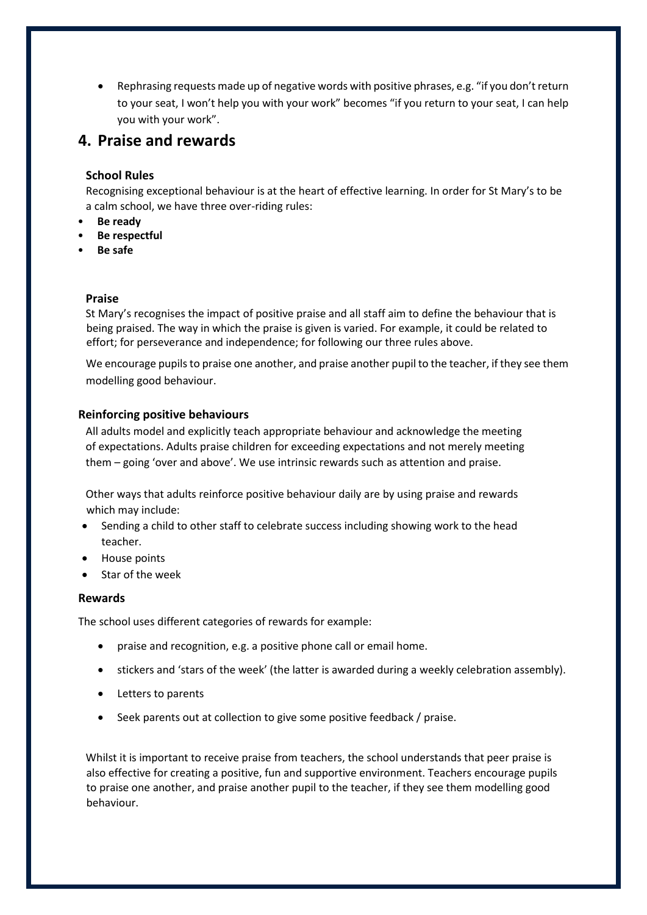- Rephrasing requests made up of negative words with positive phrases, e.g. “if you don’t return to your seat, I won’t help you with your work” becomes “if you return to your seat, I can help you with your work”.

## 4. Praise and rewards

### School Rules

Recognising exceptional behaviour is at the heart of effective learning. In order for St Mary’s to be a calm school, we have three over-riding rules:

- **Be ready**
- **Be respectful**
- **Be safe**

### Praise

St Mary’s recognises the impact of positive praise and all staff aim to define the behaviour that is being praised. The way in which the praise is given is varied. For example, it could be related to effort; for perseverance and independence; for following our three rules above.

We encourage pupils to praise one another, and praise another pupil to the teacher, if they see them modelling good behaviour.

### Reinforcing positive behaviours

All adults model and explicitly teach appropriate behaviour and acknowledge the meeting of expectations. Adults praise children for exceeding expectations and not merely meeting them – going ‘over and above’. We use intrinsic rewards such as attention and praise.

Other ways that adults reinforce positive behaviour daily are by using praise and rewards which may include:

- Sending a child to other staff to celebrate success including showing work to the head teacher.
- House points
- Star of the week

### Rewards

The school uses different categories of rewards for example:

- praise and recognition, e.g. a positive phone call or email home.
- stickers and ‘stars of the week’ (the latter is awarded during a weekly celebration assembly).
- Letters to parents
- Seek parents out at collection to give some positive feedback / praise.

Whilst it is important to receive praise from teachers, the school understands that peer praise is also effective for creating a positive, fun and supportive environment. Teachers encourage pupils to praise one another, and praise another pupil to the teacher, if they see them modelling good behaviour.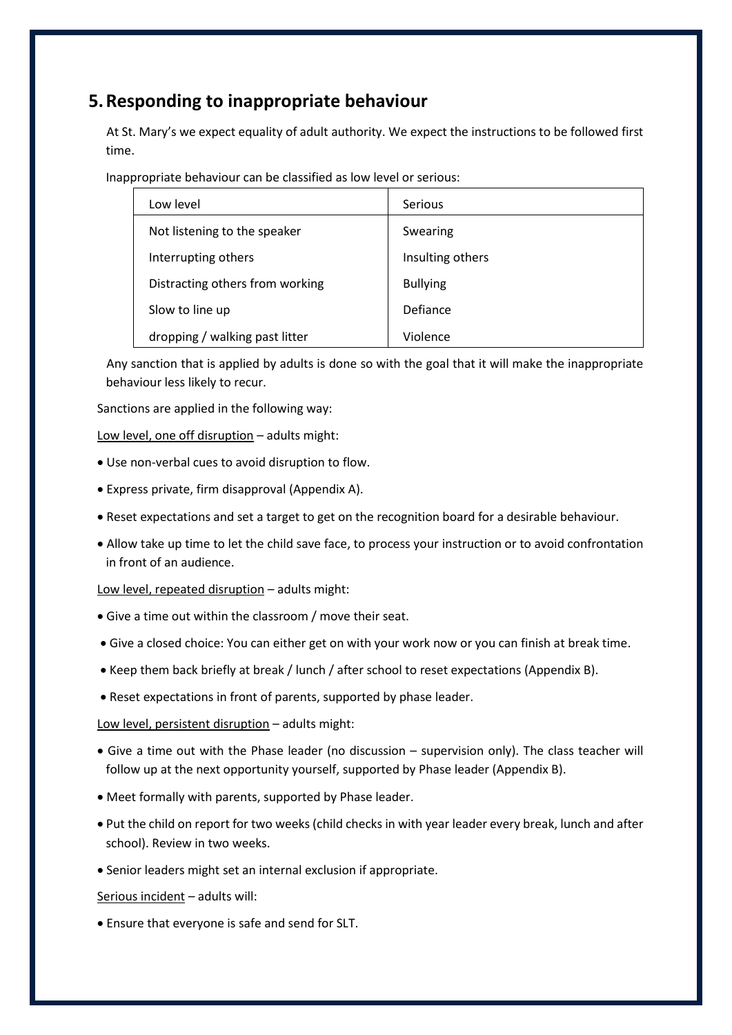## 5. Responding to inappropriate behaviour

At St. Mary's we expect equality of adult authority. We expect the instructions to be followed first time.

Inappropriate behaviour can be classified as low level or serious:

| Low level | Serious |
|---|---|
| Not listening to the speaker | Swearing |
| Interrupting others | Insulting others |
| Distracting others from working | Bullying |
| Slow to line up | Defiance |
| dropping / walking past litter | Violence |

Any sanction that is applied by adults is done so with the goal that it will make the inappropriate behaviour less likely to recur.

Sanctions are applied in the following way:

Low level, one off disruption – adults might:

- Use non-verbal cues to avoid disruption to flow.
- Express private, firm disapproval (Appendix A).
- Reset expectations and set a target to get on the recognition board for a desirable behaviour.
- Allow take up time to let the child save face, to process your instruction or to avoid confrontation in front of an audience.

Low level, repeated disruption – adults might:

- Give a time out within the classroom / move their seat.
- Give a closed choice: You can either get on with your work now or you can finish at break time.
- Keep them back briefly at break / lunch / after school to reset expectations (Appendix B).
- Reset expectations in front of parents, supported by phase leader.

Low level, persistent disruption – adults might:

- Give a time out with the Phase leader (no discussion – supervision only). The class teacher will follow up at the next opportunity yourself, supported by Phase leader (Appendix B).
- Meet formally with parents, supported by Phase leader.
- Put the child on report for two weeks (child checks in with year leader every break, lunch and after school). Review in two weeks.
- Senior leaders might set an internal exclusion if appropriate.

Serious incident – adults will:

- Ensure that everyone is safe and send for SLT.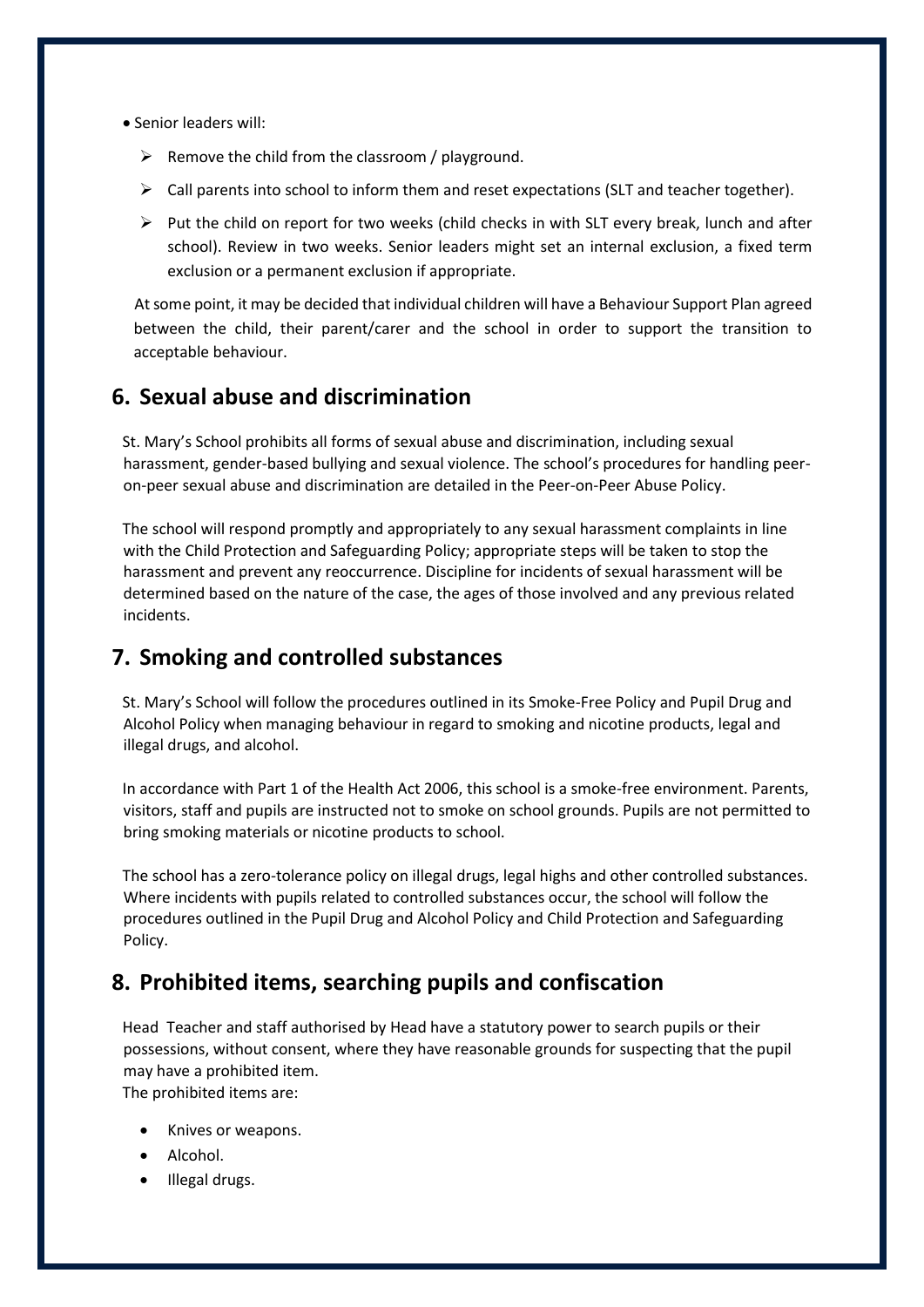- Senior leaders will:
  - Remove the child from the classroom / playground.
  - Call parents into school to inform them and reset expectations (SLT and teacher together).
  - Put the child on report for two weeks (child checks in with SLT every break, lunch and after school). Review in two weeks. Senior leaders might set an internal exclusion, a fixed term exclusion or a permanent exclusion if appropriate.

At some point, it may be decided that individual children will have a Behaviour Support Plan agreed between the child, their parent/carer and the school in order to support the transition to acceptable behaviour.

## 6. Sexual abuse and discrimination

St. Mary's School prohibits all forms of sexual abuse and discrimination, including sexual harassment, gender-based bullying and sexual violence. The school's procedures for handling peer-on-peer sexual abuse and discrimination are detailed in the Peer-on-Peer Abuse Policy.

The school will respond promptly and appropriately to any sexual harassment complaints in line with the Child Protection and Safeguarding Policy; appropriate steps will be taken to stop the harassment and prevent any reoccurrence. Discipline for incidents of sexual harassment will be determined based on the nature of the case, the ages of those involved and any previous related incidents.

## 7. Smoking and controlled substances

St. Mary's School will follow the procedures outlined in its Smoke-Free Policy and Pupil Drug and Alcohol Policy when managing behaviour in regard to smoking and nicotine products, legal and illegal drugs, and alcohol.

In accordance with Part 1 of the Health Act 2006, this school is a smoke-free environment. Parents, visitors, staff and pupils are instructed not to smoke on school grounds. Pupils are not permitted to bring smoking materials or nicotine products to school.

The school has a zero-tolerance policy on illegal drugs, legal highs and other controlled substances. Where incidents with pupils related to controlled substances occur, the school will follow the procedures outlined in the Pupil Drug and Alcohol Policy and Child Protection and Safeguarding Policy.

## 8. Prohibited items, searching pupils and confiscation

Head Teacher and staff authorised by Head have a statutory power to search pupils or their possessions, without consent, where they have reasonable grounds for suspecting that the pupil may have a prohibited item.
The prohibited items are:

- Knives or weapons.
- Alcohol.
- Illegal drugs.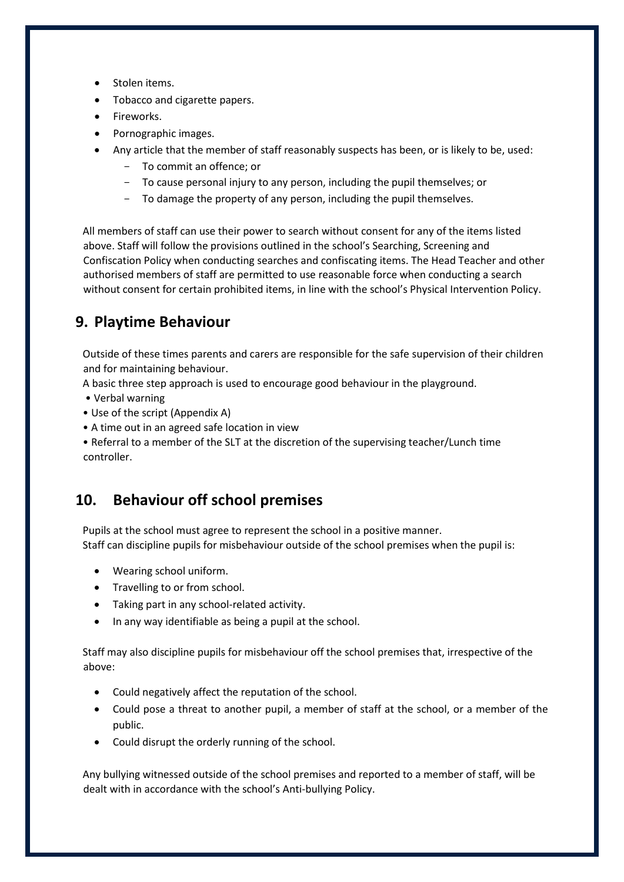- Stolen items.
- Tobacco and cigarette papers.
- Fireworks.
- Pornographic images.
- Any article that the member of staff reasonably suspects has been, or is likely to be, used:
  - To commit an offence; or
  - To cause personal injury to any person, including the pupil themselves; or
  - To damage the property of any person, including the pupil themselves.

All members of staff can use their power to search without consent for any of the items listed above. Staff will follow the provisions outlined in the school's Searching, Screening and Confiscation Policy when conducting searches and confiscating items. The Head Teacher and other authorised members of staff are permitted to use reasonable force when conducting a search without consent for certain prohibited items, in line with the school's Physical Intervention Policy.

## 9. Playtime Behaviour

Outside of these times parents and carers are responsible for the safe supervision of their children and for maintaining behaviour.

A basic three step approach is used to encourage good behaviour in the playground.

- Verbal warning
- Use of the script (Appendix A)
- A time out in an agreed safe location in view
- Referral to a member of the SLT at the discretion of the supervising teacher/Lunch time controller.

## 10. Behaviour off school premises

Pupils at the school must agree to represent the school in a positive manner.
Staff can discipline pupils for misbehaviour outside of the school premises when the pupil is:

- Wearing school uniform.
- Travelling to or from school.
- Taking part in any school-related activity.
- In any way identifiable as being a pupil at the school.

Staff may also discipline pupils for misbehaviour off the school premises that, irrespective of the above:

- Could negatively affect the reputation of the school.
- Could pose a threat to another pupil, a member of staff at the school, or a member of the public.
- Could disrupt the orderly running of the school.

Any bullying witnessed outside of the school premises and reported to a member of staff, will be dealt with in accordance with the school's Anti-bullying Policy.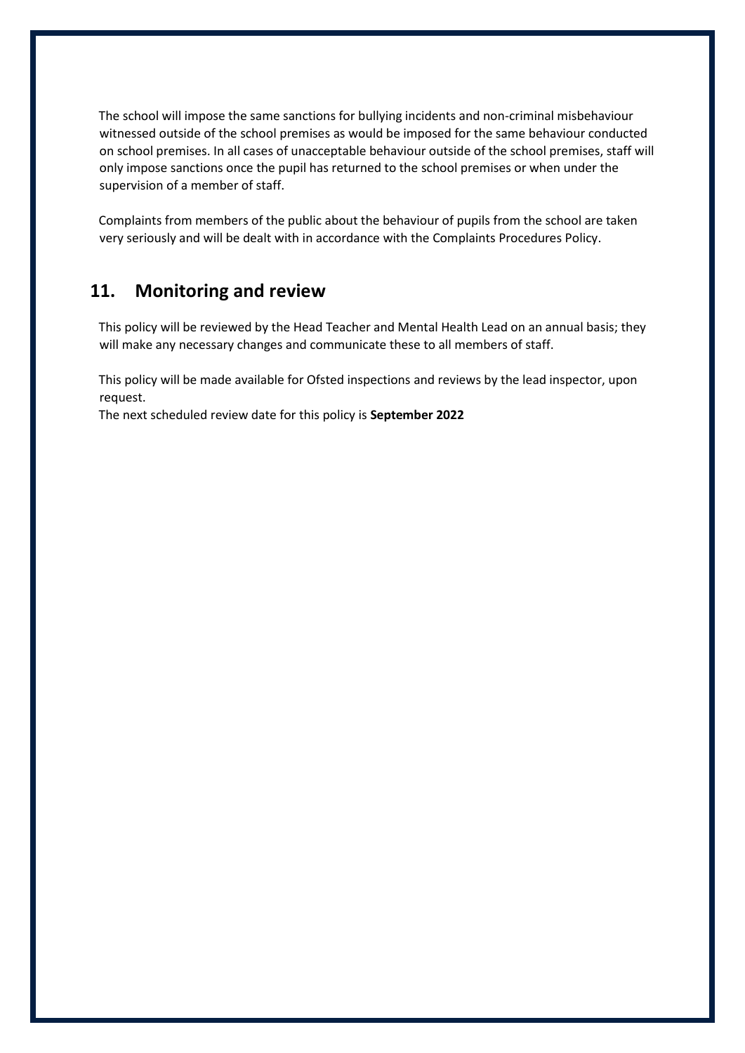The school will impose the same sanctions for bullying incidents and non-criminal misbehaviour witnessed outside of the school premises as would be imposed for the same behaviour conducted on school premises. In all cases of unacceptable behaviour outside of the school premises, staff will only impose sanctions once the pupil has returned to the school premises or when under the supervision of a member of staff.

Complaints from members of the public about the behaviour of pupils from the school are taken very seriously and will be dealt with in accordance with the Complaints Procedures Policy.

## 11. Monitoring and review

This policy will be reviewed by the Head Teacher and Mental Health Lead on an annual basis; they will make any necessary changes and communicate these to all members of staff.

This policy will be made available for Ofsted inspections and reviews by the lead inspector, upon request.
The next scheduled review date for this policy is **September 2022**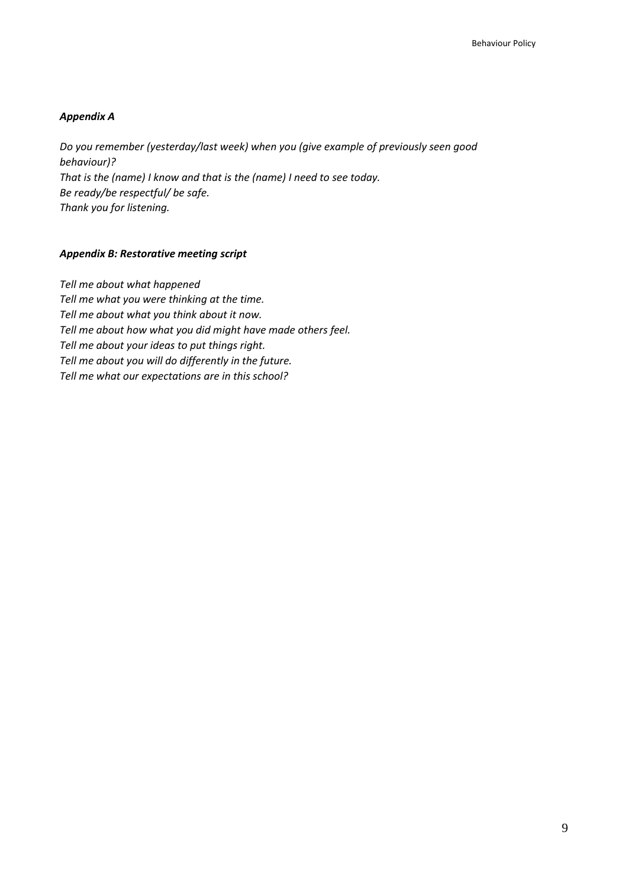### *Appendix A*

*Do you remember (yesterday/last week) when you (give example of previously seen good behaviour)?*
*That is the (name) I know and that is the (name) I need to see today.*
*Be ready/be respectful/ be safe.*
*Thank you for listening.*

### *Appendix B: Restorative meeting script*

*Tell me about what happened*
*Tell me what you were thinking at the time.*
*Tell me about what you think about it now.*
*Tell me about how what you did might have made others feel.*
*Tell me about your ideas to put things right.*
*Tell me about you will do differently in the future.*
*Tell me what our expectations are in this school?*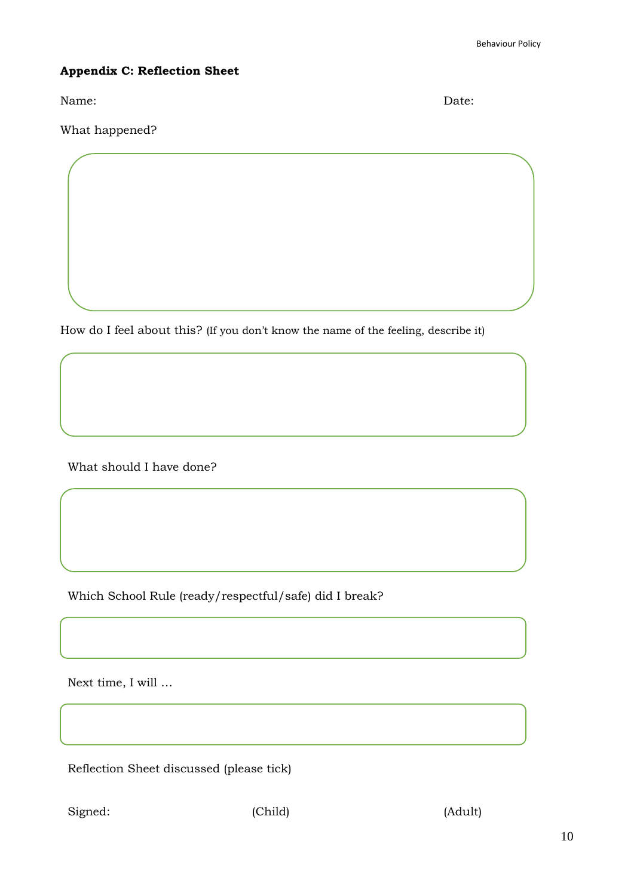### Appendix C: Reflection Sheet

Name: Date:

What happened?

How do I feel about this? (If you don't know the name of the feeling, describe it)

What should I have done?

Which School Rule (ready/respectful/safe) did I break?

Next time, I will …

Reflection Sheet discussed (please tick)

Signed: (Child) (Adult)